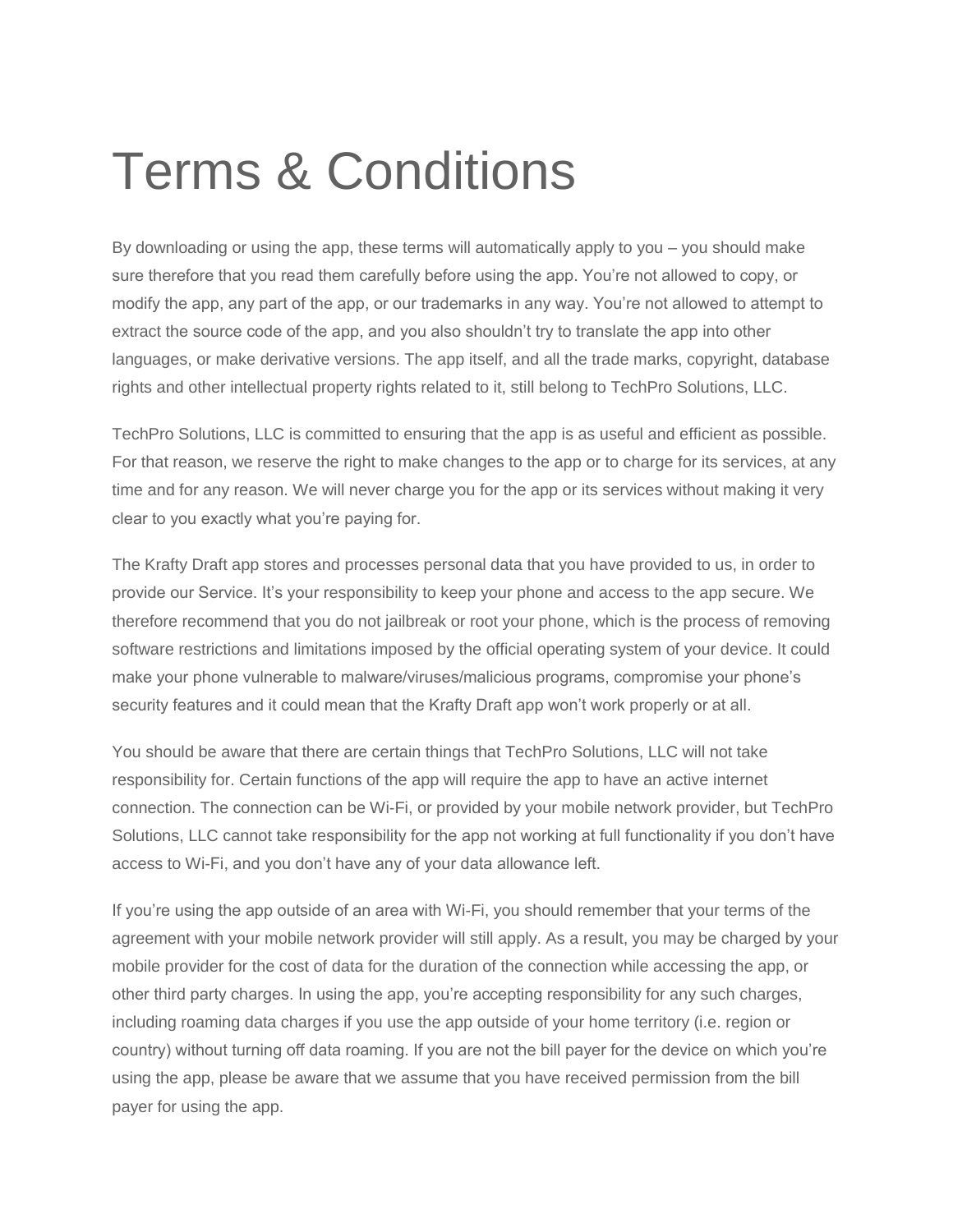# Terms & Conditions

By downloading or using the app, these terms will automatically apply to you – you should make sure therefore that you read them carefully before using the app. You're not allowed to copy, or modify the app, any part of the app, or our trademarks in any way. You're not allowed to attempt to extract the source code of the app, and you also shouldn't try to translate the app into other languages, or make derivative versions. The app itself, and all the trade marks, copyright, database rights and other intellectual property rights related to it, still belong to TechPro Solutions, LLC.

TechPro Solutions, LLC is committed to ensuring that the app is as useful and efficient as possible. For that reason, we reserve the right to make changes to the app or to charge for its services, at any time and for any reason. We will never charge you for the app or its services without making it very clear to you exactly what you're paying for.

The Krafty Draft app stores and processes personal data that you have provided to us, in order to provide our Service. It's your responsibility to keep your phone and access to the app secure. We therefore recommend that you do not jailbreak or root your phone, which is the process of removing software restrictions and limitations imposed by the official operating system of your device. It could make your phone vulnerable to malware/viruses/malicious programs, compromise your phone's security features and it could mean that the Krafty Draft app won't work properly or at all.

You should be aware that there are certain things that TechPro Solutions, LLC will not take responsibility for. Certain functions of the app will require the app to have an active internet connection. The connection can be Wi-Fi, or provided by your mobile network provider, but TechPro Solutions, LLC cannot take responsibility for the app not working at full functionality if you don't have access to Wi-Fi, and you don't have any of your data allowance left.

If you're using the app outside of an area with Wi-Fi, you should remember that your terms of the agreement with your mobile network provider will still apply. As a result, you may be charged by your mobile provider for the cost of data for the duration of the connection while accessing the app, or other third party charges. In using the app, you're accepting responsibility for any such charges, including roaming data charges if you use the app outside of your home territory (i.e. region or country) without turning off data roaming. If you are not the bill payer for the device on which you're using the app, please be aware that we assume that you have received permission from the bill payer for using the app.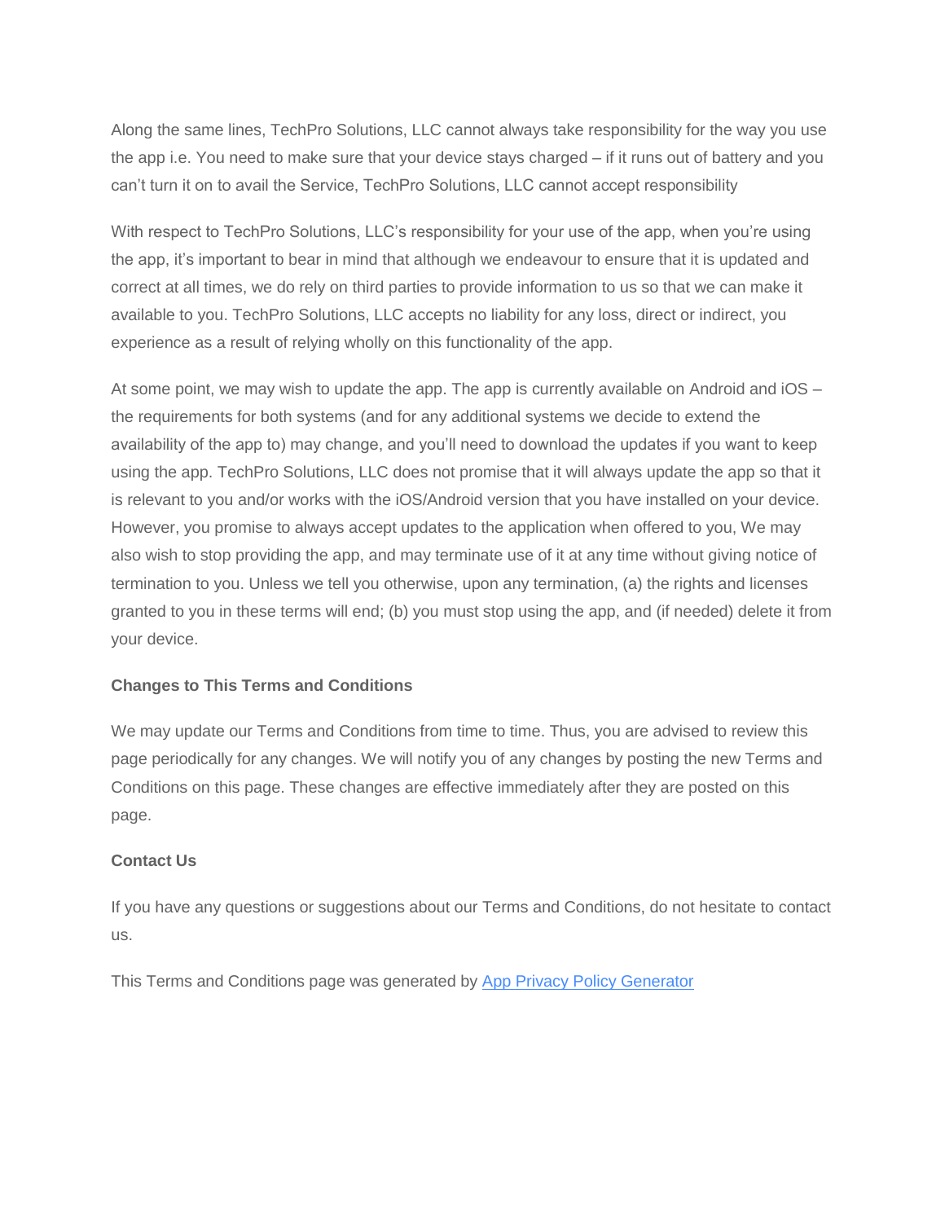Along the same lines, TechPro Solutions, LLC cannot always take responsibility for the way you use the app i.e. You need to make sure that your device stays charged – if it runs out of battery and you can't turn it on to avail the Service, TechPro Solutions, LLC cannot accept responsibility

With respect to TechPro Solutions, LLC's responsibility for your use of the app, when you're using the app, it's important to bear in mind that although we endeavour to ensure that it is updated and correct at all times, we do rely on third parties to provide information to us so that we can make it available to you. TechPro Solutions, LLC accepts no liability for any loss, direct or indirect, you experience as a result of relying wholly on this functionality of the app.

At some point, we may wish to update the app. The app is currently available on Android and iOS – the requirements for both systems (and for any additional systems we decide to extend the availability of the app to) may change, and you'll need to download the updates if you want to keep using the app. TechPro Solutions, LLC does not promise that it will always update the app so that it is relevant to you and/or works with the iOS/Android version that you have installed on your device. However, you promise to always accept updates to the application when offered to you, We may also wish to stop providing the app, and may terminate use of it at any time without giving notice of termination to you. Unless we tell you otherwise, upon any termination, (a) the rights and licenses granted to you in these terms will end; (b) you must stop using the app, and (if needed) delete it from your device.

**Changes to This Terms and Conditions**

We may update our Terms and Conditions from time to time. Thus, you are advised to review this page periodically for any changes. We will notify you of any changes by posting the new Terms and Conditions on this page. These changes are effective immediately after they are posted on this page.

**Contact Us**

If you have any questions or suggestions about our Terms and Conditions, do not hesitate to contact us.

This Terms and Conditions page was generated by [App Privacy Policy Generator]